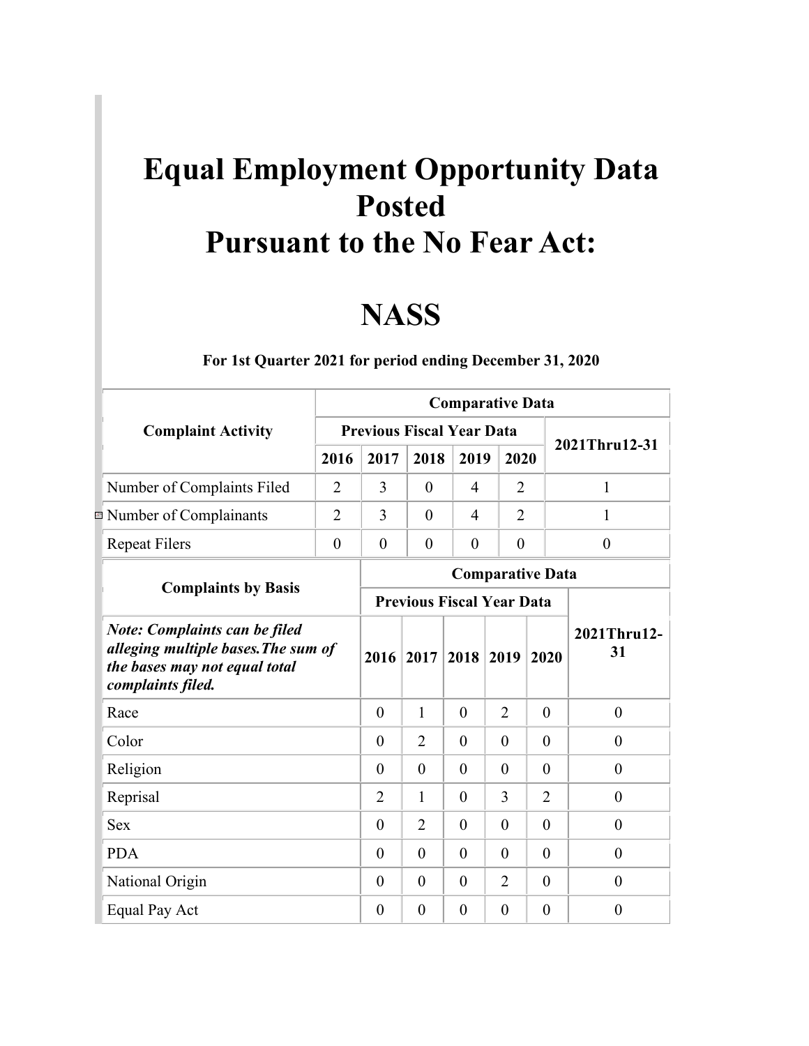# Equal Employment Opportunity Data Posted Pursuant to the No Fear Act:

# NASS

**For 1st Quarter 2021 for period ending December 31, 2020**

| Complaint Activity | Comparative Data | | | | | |
|---|---|---|---|---|---|---|
| | Previous Fiscal Year Data | | | | | 2021Thru12-31 |
| | 2016 | 2017 | 2018 | 2019 | 2020 | |
| Number of Complaints Filed | 2 | 3 | 0 | 4 | 2 | 1 |
| Number of Complainants | 2 | 3 | 0 | 4 | 2 | 1 |
| Repeat Filers | 0 | 0 | 0 | 0 | 0 | 0 |

| Complaints by Basis | Comparative Data | | | | | |
|---|---|---|---|---|---|---|
| | Previous Fiscal Year Data | | | | | |
| ***Note: Complaints can be filed alleging multiple bases.The sum of the bases may not equal total complaints filed.*** | 2016 | 2017 | 2018 | 2019 | 2020 | 2021Thru12-31 |
| Race | 0 | 1 | 0 | 2 | 0 | 0 |
| Color | 0 | 2 | 0 | 0 | 0 | 0 |
| Religion | 0 | 0 | 0 | 0 | 0 | 0 |
| Reprisal | 2 | 1 | 0 | 3 | 2 | 0 |
| Sex | 0 | 2 | 0 | 0 | 0 | 0 |
| PDA | 0 | 0 | 0 | 0 | 0 | 0 |
| National Origin | 0 | 0 | 0 | 2 | 0 | 0 |
| Equal Pay Act | 0 | 0 | 0 | 0 | 0 | 0 |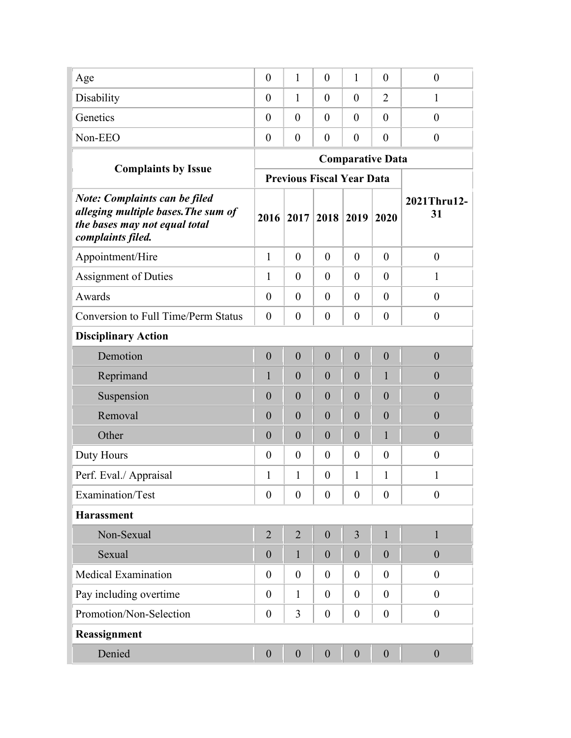| Age | 0 | 1 | 0 | 1 | 0 | 0 |
|---|---|---|---|---|---|---|
| Disability | 0 | 1 | 0 | 0 | 2 | 1 |
| Genetics | 0 | 0 | 0 | 0 | 0 | 0 |
| Non-EEO | 0 | 0 | 0 | 0 | 0 | 0 |

| **Complaints by Issue** | **Comparative Data** | | | | | |
|---|---|---|---|---|---|---|
| | **Previous Fiscal Year Data** | | | | | |
| ***Note: Complaints can be filed alleging multiple bases.The sum of the bases may not equal total complaints filed.*** | **2016** | **2017** | **2018** | **2019** | **2020** | **2021Thru12-31** |
| Appointment/Hire | 1 | 0 | 0 | 0 | 0 | 0 |
| Assignment of Duties | 1 | 0 | 0 | 0 | 0 | 1 |
| Awards | 0 | 0 | 0 | 0 | 0 | 0 |
| Conversion to Full Time/Perm Status | 0 | 0 | 0 | 0 | 0 | 0 |
| **Disciplinary Action** | | | | | | |
| Demotion | 0 | 0 | 0 | 0 | 0 | 0 |
| Reprimand | 1 | 0 | 0 | 0 | 1 | 0 |
| Suspension | 0 | 0 | 0 | 0 | 0 | 0 |
| Removal | 0 | 0 | 0 | 0 | 0 | 0 |
| Other | 0 | 0 | 0 | 0 | 1 | 0 |
| Duty Hours | 0 | 0 | 0 | 0 | 0 | 0 |
| Perf. Eval./ Appraisal | 1 | 1 | 0 | 1 | 1 | 1 |
| Examination/Test | 0 | 0 | 0 | 0 | 0 | 0 |
| **Harassment** | | | | | | |
| Non-Sexual | 2 | 2 | 0 | 3 | 1 | 1 |
| Sexual | 0 | 1 | 0 | 0 | 0 | 0 |
| Medical Examination | 0 | 0 | 0 | 0 | 0 | 0 |
| Pay including overtime | 0 | 1 | 0 | 0 | 0 | 0 |
| Promotion/Non-Selection | 0 | 3 | 0 | 0 | 0 | 0 |
| **Reassignment** | | | | | | |
| Denied | 0 | 0 | 0 | 0 | 0 | 0 |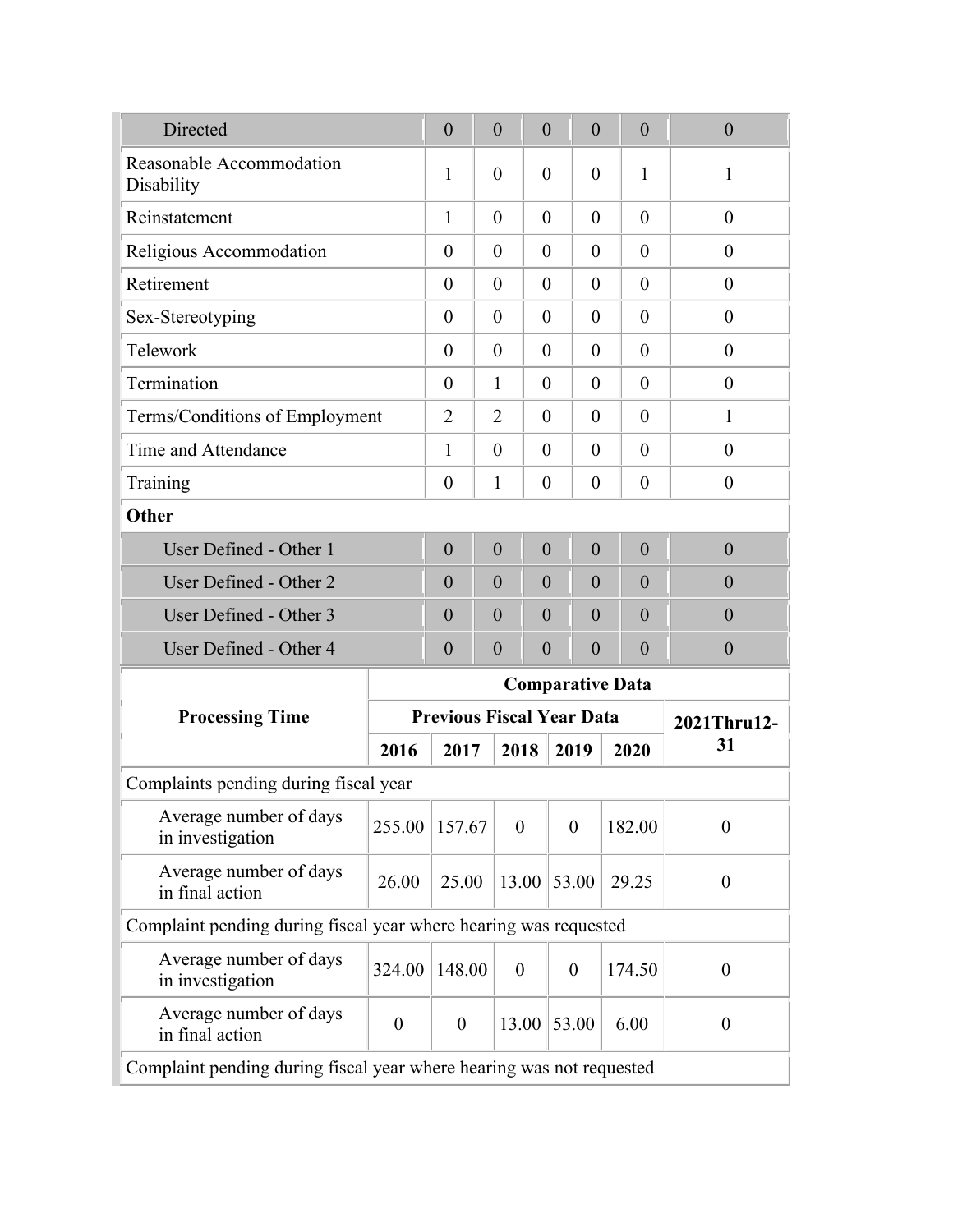| | | | | | | |
|---|---|---|---|---|---|---|
| Directed | 0 | 0 | 0 | 0 | 0 | 0 |
| Reasonable Accommodation Disability | 1 | 0 | 0 | 0 | 1 | 1 |
| Reinstatement | 1 | 0 | 0 | 0 | 0 | 0 |
| Religious Accommodation | 0 | 0 | 0 | 0 | 0 | 0 |
| Retirement | 0 | 0 | 0 | 0 | 0 | 0 |
| Sex-Stereotyping | 0 | 0 | 0 | 0 | 0 | 0 |
| Telework | 0 | 0 | 0 | 0 | 0 | 0 |
| Termination | 0 | 1 | 0 | 0 | 0 | 0 |
| Terms/Conditions of Employment | 2 | 2 | 0 | 0 | 0 | 1 |
| Time and Attendance | 1 | 0 | 0 | 0 | 0 | 0 |
| Training | 0 | 1 | 0 | 0 | 0 | 0 |
| **Other** | | | | | | |
| User Defined - Other 1 | 0 | 0 | 0 | 0 | 0 | 0 |
| User Defined - Other 2 | 0 | 0 | 0 | 0 | 0 | 0 |
| User Defined - Other 3 | 0 | 0 | 0 | 0 | 0 | 0 |
| User Defined - Other 4 | 0 | 0 | 0 | 0 | 0 | 0 |

| **Processing Time** | **Comparative Data** | | | | | |
|---|---|---|---|---|---|---|
| | **Previous Fiscal Year Data** | | | | | **2021Thru12-31** |
| | **2016** | **2017** | **2018** | **2019** | **2020** | |
| Complaints pending during fiscal year | | | | | | |
| Average number of days in investigation | 255.00 | 157.67 | 0 | 0 | 182.00 | 0 |
| Average number of days in final action | 26.00 | 25.00 | 13.00 | 53.00 | 29.25 | 0 |
| Complaint pending during fiscal year where hearing was requested | | | | | | |
| Average number of days in investigation | 324.00 | 148.00 | 0 | 0 | 174.50 | 0 |
| Average number of days in final action | 0 | 0 | 13.00 | 53.00 | 6.00 | 0 |
| Complaint pending during fiscal year where hearing was not requested | | | | | | |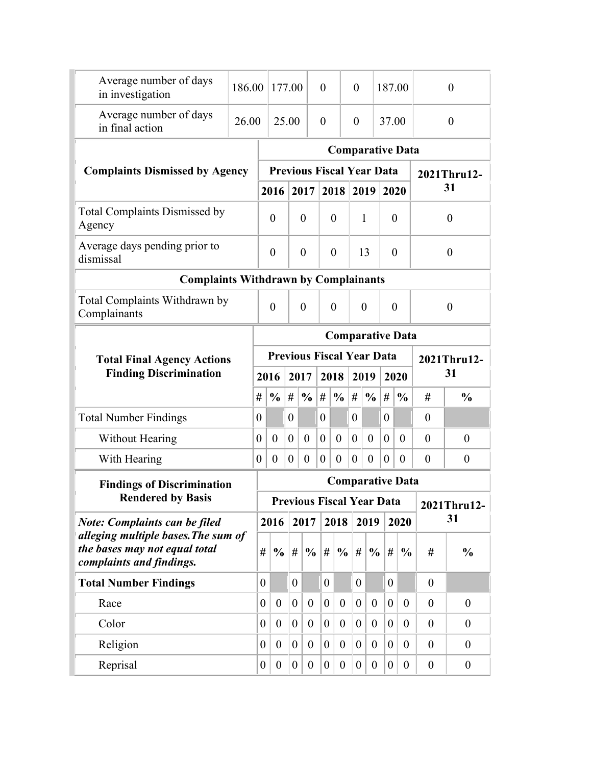| | | | | | | |
|---|---|---|---|---|---|---|
| Average number of days in investigation | 186.00 | 177.00 | 0 | 0 | 187.00 | 0 |
| Average number of days in final action | 26.00 | 25.00 | 0 | 0 | 37.00 | 0 |

| Complaints Dismissed by Agency | Comparative Data | | | | | |
|---|---|---|---|---|---|---|
| | Previous Fiscal Year Data | | | | | 2021Thru12-31 |
| | 2016 | 2017 | 2018 | 2019 | 2020 | |
| Total Complaints Dismissed by Agency | 0 | 0 | 0 | 1 | 0 | 0 |
| Average days pending prior to dismissal | 0 | 0 | 0 | 13 | 0 | 0 |
| **Complaints Withdrawn by Complainants** | | | | | | |
| Total Complaints Withdrawn by Complainants | 0 | 0 | 0 | 0 | 0 | 0 |

| Total Final Agency Actions Finding Discrimination | Comparative Data | | | | | | | | | | | |
|---|---|---|---|---|---|---|---|---|---|---|---|---|
| | Previous Fiscal Year Data | | | | | | | | | | 2021Thru12-31 | |
| | 2016 | | 2017 | | 2018 | | 2019 | | 2020 | | | |
| | # | % | # | % | # | % | # | % | # | % | # | % |
| Total Number Findings | 0 | | 0 | | 0 | | 0 | | 0 | | 0 | |
| Without Hearing | 0 | 0 | 0 | 0 | 0 | 0 | 0 | 0 | 0 | 0 | 0 | 0 |
| With Hearing | 0 | 0 | 0 | 0 | 0 | 0 | 0 | 0 | 0 | 0 | 0 | 0 |

| Findings of Discrimination Rendered by Basis | Comparative Data | | | | | | | | | | | |
|---|---|---|---|---|---|---|---|---|---|---|---|---|
| | Previous Fiscal Year Data | | | | | | | | | | 2021Thru12-31 | |
| *Note: Complaints can be filed alleging multiple bases.The sum of the bases may not equal total complaints and findings.* | 2016 | | 2017 | | 2018 | | 2019 | | 2020 | | | |
| | # | % | # | % | # | % | # | % | # | % | # | % |
| **Total Number Findings** | 0 | | 0 | | 0 | | 0 | | 0 | | 0 | |
| Race | 0 | 0 | 0 | 0 | 0 | 0 | 0 | 0 | 0 | 0 | 0 | 0 |
| Color | 0 | 0 | 0 | 0 | 0 | 0 | 0 | 0 | 0 | 0 | 0 | 0 |
| Religion | 0 | 0 | 0 | 0 | 0 | 0 | 0 | 0 | 0 | 0 | 0 | 0 |
| Reprisal | 0 | 0 | 0 | 0 | 0 | 0 | 0 | 0 | 0 | 0 | 0 | 0 |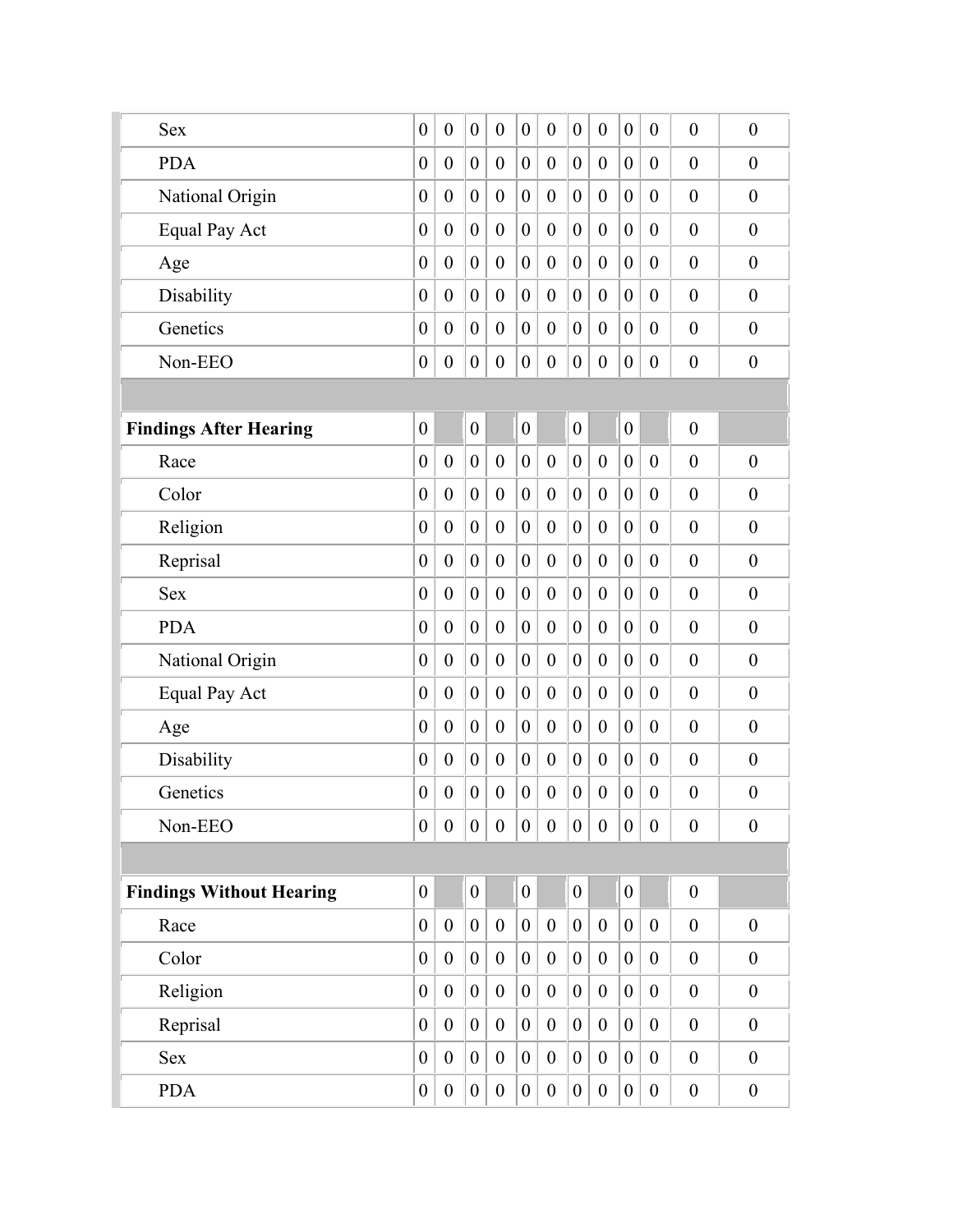| | | | | | | | | | | | | |
|---|---|---|---|---|---|---|---|---|---|---|---|---|
| Sex | 0 | 0 | 0 | 0 | 0 | 0 | 0 | 0 | 0 | 0 | 0 | 0 |
| PDA | 0 | 0 | 0 | 0 | 0 | 0 | 0 | 0 | 0 | 0 | 0 | 0 |
| National Origin | 0 | 0 | 0 | 0 | 0 | 0 | 0 | 0 | 0 | 0 | 0 | 0 |
| Equal Pay Act | 0 | 0 | 0 | 0 | 0 | 0 | 0 | 0 | 0 | 0 | 0 | 0 |
| Age | 0 | 0 | 0 | 0 | 0 | 0 | 0 | 0 | 0 | 0 | 0 | 0 |
| Disability | 0 | 0 | 0 | 0 | 0 | 0 | 0 | 0 | 0 | 0 | 0 | 0 |
| Genetics | 0 | 0 | 0 | 0 | 0 | 0 | 0 | 0 | 0 | 0 | 0 | 0 |
| Non-EEO | 0 | 0 | 0 | 0 | 0 | 0 | 0 | 0 | 0 | 0 | 0 | 0 |
| | | | | | | | | | | | | |
| **Findings After Hearing** | 0 | | 0 | | 0 | | 0 | | 0 | | 0 | |
| Race | 0 | 0 | 0 | 0 | 0 | 0 | 0 | 0 | 0 | 0 | 0 | 0 |
| Color | 0 | 0 | 0 | 0 | 0 | 0 | 0 | 0 | 0 | 0 | 0 | 0 |
| Religion | 0 | 0 | 0 | 0 | 0 | 0 | 0 | 0 | 0 | 0 | 0 | 0 |
| Reprisal | 0 | 0 | 0 | 0 | 0 | 0 | 0 | 0 | 0 | 0 | 0 | 0 |
| Sex | 0 | 0 | 0 | 0 | 0 | 0 | 0 | 0 | 0 | 0 | 0 | 0 |
| PDA | 0 | 0 | 0 | 0 | 0 | 0 | 0 | 0 | 0 | 0 | 0 | 0 |
| National Origin | 0 | 0 | 0 | 0 | 0 | 0 | 0 | 0 | 0 | 0 | 0 | 0 |
| Equal Pay Act | 0 | 0 | 0 | 0 | 0 | 0 | 0 | 0 | 0 | 0 | 0 | 0 |
| Age | 0 | 0 | 0 | 0 | 0 | 0 | 0 | 0 | 0 | 0 | 0 | 0 |
| Disability | 0 | 0 | 0 | 0 | 0 | 0 | 0 | 0 | 0 | 0 | 0 | 0 |
| Genetics | 0 | 0 | 0 | 0 | 0 | 0 | 0 | 0 | 0 | 0 | 0 | 0 |
| Non-EEO | 0 | 0 | 0 | 0 | 0 | 0 | 0 | 0 | 0 | 0 | 0 | 0 |
| | | | | | | | | | | | | |
| **Findings Without Hearing** | 0 | | 0 | | 0 | | 0 | | 0 | | 0 | |
| Race | 0 | 0 | 0 | 0 | 0 | 0 | 0 | 0 | 0 | 0 | 0 | 0 |
| Color | 0 | 0 | 0 | 0 | 0 | 0 | 0 | 0 | 0 | 0 | 0 | 0 |
| Religion | 0 | 0 | 0 | 0 | 0 | 0 | 0 | 0 | 0 | 0 | 0 | 0 |
| Reprisal | 0 | 0 | 0 | 0 | 0 | 0 | 0 | 0 | 0 | 0 | 0 | 0 |
| Sex | 0 | 0 | 0 | 0 | 0 | 0 | 0 | 0 | 0 | 0 | 0 | 0 |
| PDA | 0 | 0 | 0 | 0 | 0 | 0 | 0 | 0 | 0 | 0 | 0 | 0 |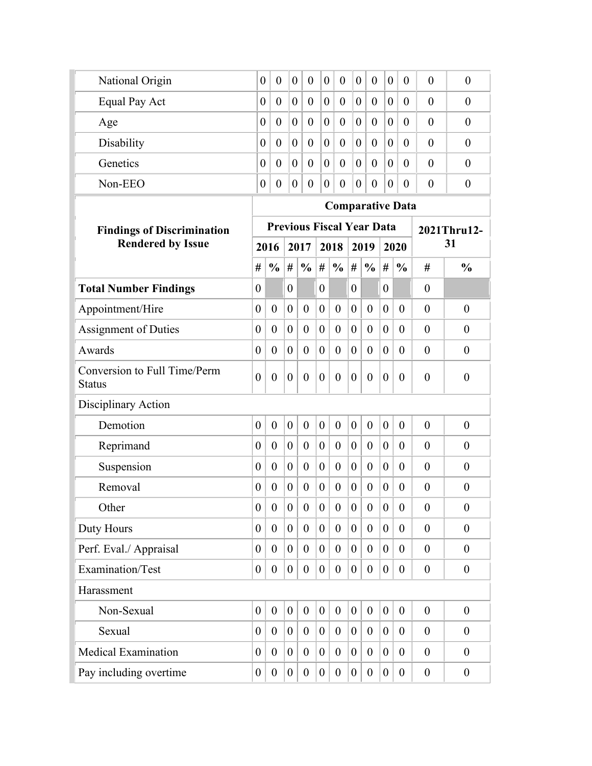| | | | | | | | | | | | | |
|---|---|---|---|---|---|---|---|---|---|---|---|---|
| National Origin | 0 | 0 | 0 | 0 | 0 | 0 | 0 | 0 | 0 | 0 | 0 | 0 |
| Equal Pay Act | 0 | 0 | 0 | 0 | 0 | 0 | 0 | 0 | 0 | 0 | 0 | 0 |
| Age | 0 | 0 | 0 | 0 | 0 | 0 | 0 | 0 | 0 | 0 | 0 | 0 |
| Disability | 0 | 0 | 0 | 0 | 0 | 0 | 0 | 0 | 0 | 0 | 0 | 0 |
| Genetics | 0 | 0 | 0 | 0 | 0 | 0 | 0 | 0 | 0 | 0 | 0 | 0 |
| Non-EEO | 0 | 0 | 0 | 0 | 0 | 0 | 0 | 0 | 0 | 0 | 0 | 0 |

| Findings of Discrimination Rendered by Issue | Comparative Data | | | | | | | | | | | |
|---|---|---|---|---|---|---|---|---|---|---|---|---|
| | Previous Fiscal Year Data | | | | | | | | | | 2021Thru12-31 | |
| | 2016 | | 2017 | | 2018 | | 2019 | | 2020 | | | |
| | # | % | # | % | # | % | # | % | # | % | # | % |
| **Total Number Findings** | 0 | | 0 | | 0 | | 0 | | 0 | | 0 | |
| Appointment/Hire | 0 | 0 | 0 | 0 | 0 | 0 | 0 | 0 | 0 | 0 | 0 | 0 |
| Assignment of Duties | 0 | 0 | 0 | 0 | 0 | 0 | 0 | 0 | 0 | 0 | 0 | 0 |
| Awards | 0 | 0 | 0 | 0 | 0 | 0 | 0 | 0 | 0 | 0 | 0 | 0 |
| Conversion to Full Time/Perm Status | 0 | 0 | 0 | 0 | 0 | 0 | 0 | 0 | 0 | 0 | 0 | 0 |
| Disciplinary Action | | | | | | | | | | | | |
| Demotion | 0 | 0 | 0 | 0 | 0 | 0 | 0 | 0 | 0 | 0 | 0 | 0 |
| Reprimand | 0 | 0 | 0 | 0 | 0 | 0 | 0 | 0 | 0 | 0 | 0 | 0 |
| Suspension | 0 | 0 | 0 | 0 | 0 | 0 | 0 | 0 | 0 | 0 | 0 | 0 |
| Removal | 0 | 0 | 0 | 0 | 0 | 0 | 0 | 0 | 0 | 0 | 0 | 0 |
| Other | 0 | 0 | 0 | 0 | 0 | 0 | 0 | 0 | 0 | 0 | 0 | 0 |
| Duty Hours | 0 | 0 | 0 | 0 | 0 | 0 | 0 | 0 | 0 | 0 | 0 | 0 |
| Perf. Eval./ Appraisal | 0 | 0 | 0 | 0 | 0 | 0 | 0 | 0 | 0 | 0 | 0 | 0 |
| Examination/Test | 0 | 0 | 0 | 0 | 0 | 0 | 0 | 0 | 0 | 0 | 0 | 0 |
| Harassment | | | | | | | | | | | | |
| Non-Sexual | 0 | 0 | 0 | 0 | 0 | 0 | 0 | 0 | 0 | 0 | 0 | 0 |
| Sexual | 0 | 0 | 0 | 0 | 0 | 0 | 0 | 0 | 0 | 0 | 0 | 0 |
| Medical Examination | 0 | 0 | 0 | 0 | 0 | 0 | 0 | 0 | 0 | 0 | 0 | 0 |
| Pay including overtime | 0 | 0 | 0 | 0 | 0 | 0 | 0 | 0 | 0 | 0 | 0 | 0 |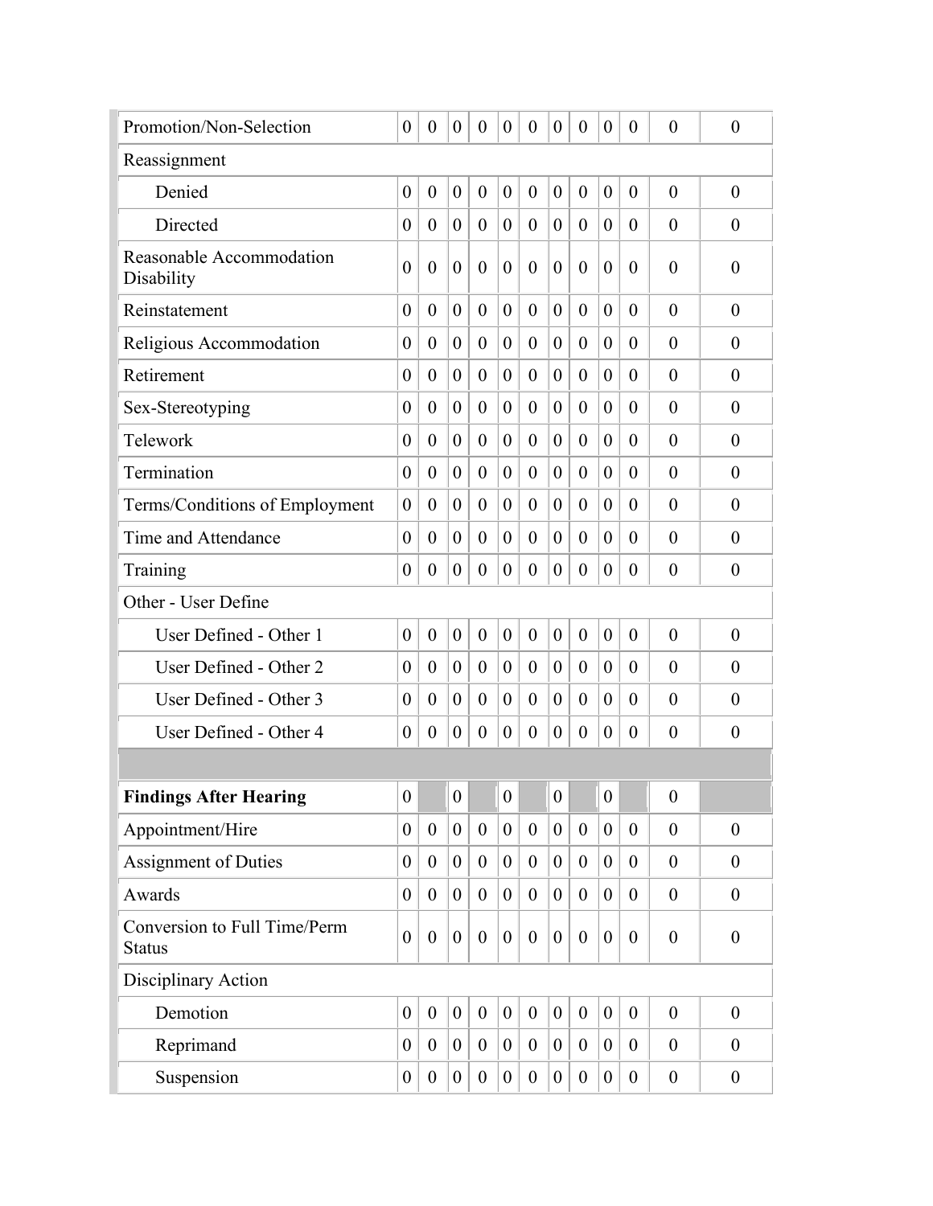| | | | | | | | | | | | | |
|---|---|---|---|---|---|---|---|---|---|---|---|---|
| Promotion/Non-Selection | 0 | 0 | 0 | 0 | 0 | 0 | 0 | 0 | 0 | 0 | 0 | 0 |
| Reassignment | | | | | | | | | | | | |
| Denied | 0 | 0 | 0 | 0 | 0 | 0 | 0 | 0 | 0 | 0 | 0 | 0 |
| Directed | 0 | 0 | 0 | 0 | 0 | 0 | 0 | 0 | 0 | 0 | 0 | 0 |
| Reasonable Accommodation Disability | 0 | 0 | 0 | 0 | 0 | 0 | 0 | 0 | 0 | 0 | 0 | 0 |
| Reinstatement | 0 | 0 | 0 | 0 | 0 | 0 | 0 | 0 | 0 | 0 | 0 | 0 |
| Religious Accommodation | 0 | 0 | 0 | 0 | 0 | 0 | 0 | 0 | 0 | 0 | 0 | 0 |
| Retirement | 0 | 0 | 0 | 0 | 0 | 0 | 0 | 0 | 0 | 0 | 0 | 0 |
| Sex-Stereotyping | 0 | 0 | 0 | 0 | 0 | 0 | 0 | 0 | 0 | 0 | 0 | 0 |
| Telework | 0 | 0 | 0 | 0 | 0 | 0 | 0 | 0 | 0 | 0 | 0 | 0 |
| Termination | 0 | 0 | 0 | 0 | 0 | 0 | 0 | 0 | 0 | 0 | 0 | 0 |
| Terms/Conditions of Employment | 0 | 0 | 0 | 0 | 0 | 0 | 0 | 0 | 0 | 0 | 0 | 0 |
| Time and Attendance | 0 | 0 | 0 | 0 | 0 | 0 | 0 | 0 | 0 | 0 | 0 | 0 |
| Training | 0 | 0 | 0 | 0 | 0 | 0 | 0 | 0 | 0 | 0 | 0 | 0 |
| Other - User Define | | | | | | | | | | | | |
| User Defined - Other 1 | 0 | 0 | 0 | 0 | 0 | 0 | 0 | 0 | 0 | 0 | 0 | 0 |
| User Defined - Other 2 | 0 | 0 | 0 | 0 | 0 | 0 | 0 | 0 | 0 | 0 | 0 | 0 |
| User Defined - Other 3 | 0 | 0 | 0 | 0 | 0 | 0 | 0 | 0 | 0 | 0 | 0 | 0 |
| User Defined - Other 4 | 0 | 0 | 0 | 0 | 0 | 0 | 0 | 0 | 0 | 0 | 0 | 0 |
| | | | | | | | | | | | | |
| **Findings After Hearing** | 0 | | 0 | | 0 | | 0 | | 0 | | 0 | |
| Appointment/Hire | 0 | 0 | 0 | 0 | 0 | 0 | 0 | 0 | 0 | 0 | 0 | 0 |
| Assignment of Duties | 0 | 0 | 0 | 0 | 0 | 0 | 0 | 0 | 0 | 0 | 0 | 0 |
| Awards | 0 | 0 | 0 | 0 | 0 | 0 | 0 | 0 | 0 | 0 | 0 | 0 |
| Conversion to Full Time/Perm Status | 0 | 0 | 0 | 0 | 0 | 0 | 0 | 0 | 0 | 0 | 0 | 0 |
| Disciplinary Action | | | | | | | | | | | | |
| Demotion | 0 | 0 | 0 | 0 | 0 | 0 | 0 | 0 | 0 | 0 | 0 | 0 |
| Reprimand | 0 | 0 | 0 | 0 | 0 | 0 | 0 | 0 | 0 | 0 | 0 | 0 |
| Suspension | 0 | 0 | 0 | 0 | 0 | 0 | 0 | 0 | 0 | 0 | 0 | 0 |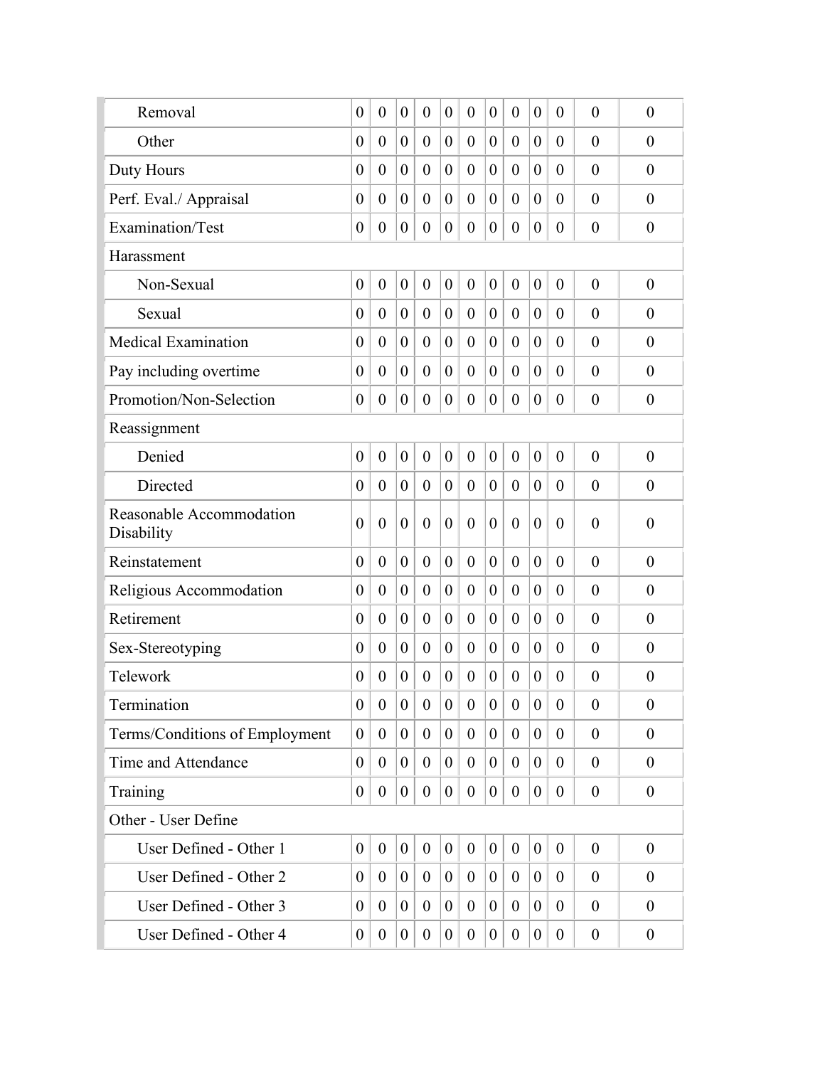| | | | | | | | | | | | | |
|---|---|---|---|---|---|---|---|---|---|---|---|---|
| Removal | 0 | 0 | 0 | 0 | 0 | 0 | 0 | 0 | 0 | 0 | 0 | 0 |
| Other | 0 | 0 | 0 | 0 | 0 | 0 | 0 | 0 | 0 | 0 | 0 | 0 |
| Duty Hours | 0 | 0 | 0 | 0 | 0 | 0 | 0 | 0 | 0 | 0 | 0 | 0 |
| Perf. Eval./ Appraisal | 0 | 0 | 0 | 0 | 0 | 0 | 0 | 0 | 0 | 0 | 0 | 0 |
| Examination/Test | 0 | 0 | 0 | 0 | 0 | 0 | 0 | 0 | 0 | 0 | 0 | 0 |
| Harassment | | | | | | | | | | | | |
| Non-Sexual | 0 | 0 | 0 | 0 | 0 | 0 | 0 | 0 | 0 | 0 | 0 | 0 |
| Sexual | 0 | 0 | 0 | 0 | 0 | 0 | 0 | 0 | 0 | 0 | 0 | 0 |
| Medical Examination | 0 | 0 | 0 | 0 | 0 | 0 | 0 | 0 | 0 | 0 | 0 | 0 |
| Pay including overtime | 0 | 0 | 0 | 0 | 0 | 0 | 0 | 0 | 0 | 0 | 0 | 0 |
| Promotion/Non-Selection | 0 | 0 | 0 | 0 | 0 | 0 | 0 | 0 | 0 | 0 | 0 | 0 |
| Reassignment | | | | | | | | | | | | |
| Denied | 0 | 0 | 0 | 0 | 0 | 0 | 0 | 0 | 0 | 0 | 0 | 0 |
| Directed | 0 | 0 | 0 | 0 | 0 | 0 | 0 | 0 | 0 | 0 | 0 | 0 |
| Reasonable Accommodation Disability | 0 | 0 | 0 | 0 | 0 | 0 | 0 | 0 | 0 | 0 | 0 | 0 |
| Reinstatement | 0 | 0 | 0 | 0 | 0 | 0 | 0 | 0 | 0 | 0 | 0 | 0 |
| Religious Accommodation | 0 | 0 | 0 | 0 | 0 | 0 | 0 | 0 | 0 | 0 | 0 | 0 |
| Retirement | 0 | 0 | 0 | 0 | 0 | 0 | 0 | 0 | 0 | 0 | 0 | 0 |
| Sex-Stereotyping | 0 | 0 | 0 | 0 | 0 | 0 | 0 | 0 | 0 | 0 | 0 | 0 |
| Telework | 0 | 0 | 0 | 0 | 0 | 0 | 0 | 0 | 0 | 0 | 0 | 0 |
| Termination | 0 | 0 | 0 | 0 | 0 | 0 | 0 | 0 | 0 | 0 | 0 | 0 |
| Terms/Conditions of Employment | 0 | 0 | 0 | 0 | 0 | 0 | 0 | 0 | 0 | 0 | 0 | 0 |
| Time and Attendance | 0 | 0 | 0 | 0 | 0 | 0 | 0 | 0 | 0 | 0 | 0 | 0 |
| Training | 0 | 0 | 0 | 0 | 0 | 0 | 0 | 0 | 0 | 0 | 0 | 0 |
| Other - User Define | | | | | | | | | | | | |
| User Defined - Other 1 | 0 | 0 | 0 | 0 | 0 | 0 | 0 | 0 | 0 | 0 | 0 | 0 |
| User Defined - Other 2 | 0 | 0 | 0 | 0 | 0 | 0 | 0 | 0 | 0 | 0 | 0 | 0 |
| User Defined - Other 3 | 0 | 0 | 0 | 0 | 0 | 0 | 0 | 0 | 0 | 0 | 0 | 0 |
| User Defined - Other 4 | 0 | 0 | 0 | 0 | 0 | 0 | 0 | 0 | 0 | 0 | 0 | 0 |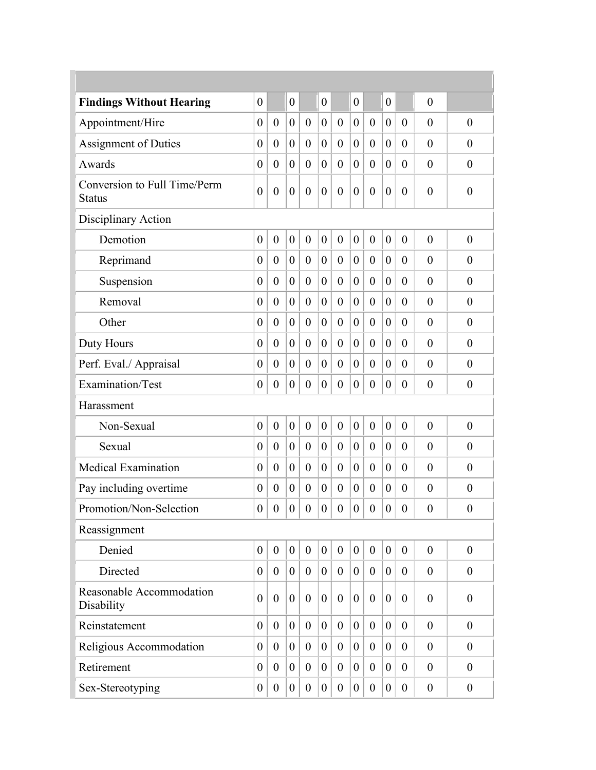| | | | | | | | | | | | | |
|---|---|---|---|---|---|---|---|---|---|---|---|---|
| **Findings Without Hearing** | 0 | | 0 | | 0 | | 0 | | 0 | | 0 | |
| Appointment/Hire | 0 | 0 | 0 | 0 | 0 | 0 | 0 | 0 | 0 | 0 | 0 | 0 |
| Assignment of Duties | 0 | 0 | 0 | 0 | 0 | 0 | 0 | 0 | 0 | 0 | 0 | 0 |
| Awards | 0 | 0 | 0 | 0 | 0 | 0 | 0 | 0 | 0 | 0 | 0 | 0 |
| Conversion to Full Time/Perm Status | 0 | 0 | 0 | 0 | 0 | 0 | 0 | 0 | 0 | 0 | 0 | 0 |
| Disciplinary Action | | | | | | | | | | | | |
| Demotion | 0 | 0 | 0 | 0 | 0 | 0 | 0 | 0 | 0 | 0 | 0 | 0 |
| Reprimand | 0 | 0 | 0 | 0 | 0 | 0 | 0 | 0 | 0 | 0 | 0 | 0 |
| Suspension | 0 | 0 | 0 | 0 | 0 | 0 | 0 | 0 | 0 | 0 | 0 | 0 |
| Removal | 0 | 0 | 0 | 0 | 0 | 0 | 0 | 0 | 0 | 0 | 0 | 0 |
| Other | 0 | 0 | 0 | 0 | 0 | 0 | 0 | 0 | 0 | 0 | 0 | 0 |
| Duty Hours | 0 | 0 | 0 | 0 | 0 | 0 | 0 | 0 | 0 | 0 | 0 | 0 |
| Perf. Eval./ Appraisal | 0 | 0 | 0 | 0 | 0 | 0 | 0 | 0 | 0 | 0 | 0 | 0 |
| Examination/Test | 0 | 0 | 0 | 0 | 0 | 0 | 0 | 0 | 0 | 0 | 0 | 0 |
| Harassment | | | | | | | | | | | | |
| Non-Sexual | 0 | 0 | 0 | 0 | 0 | 0 | 0 | 0 | 0 | 0 | 0 | 0 |
| Sexual | 0 | 0 | 0 | 0 | 0 | 0 | 0 | 0 | 0 | 0 | 0 | 0 |
| Medical Examination | 0 | 0 | 0 | 0 | 0 | 0 | 0 | 0 | 0 | 0 | 0 | 0 |
| Pay including overtime | 0 | 0 | 0 | 0 | 0 | 0 | 0 | 0 | 0 | 0 | 0 | 0 |
| Promotion/Non-Selection | 0 | 0 | 0 | 0 | 0 | 0 | 0 | 0 | 0 | 0 | 0 | 0 |
| Reassignment | | | | | | | | | | | | |
| Denied | 0 | 0 | 0 | 0 | 0 | 0 | 0 | 0 | 0 | 0 | 0 | 0 |
| Directed | 0 | 0 | 0 | 0 | 0 | 0 | 0 | 0 | 0 | 0 | 0 | 0 |
| Reasonable Accommodation Disability | 0 | 0 | 0 | 0 | 0 | 0 | 0 | 0 | 0 | 0 | 0 | 0 |
| Reinstatement | 0 | 0 | 0 | 0 | 0 | 0 | 0 | 0 | 0 | 0 | 0 | 0 |
| Religious Accommodation | 0 | 0 | 0 | 0 | 0 | 0 | 0 | 0 | 0 | 0 | 0 | 0 |
| Retirement | 0 | 0 | 0 | 0 | 0 | 0 | 0 | 0 | 0 | 0 | 0 | 0 |
| Sex-Stereotyping | 0 | 0 | 0 | 0 | 0 | 0 | 0 | 0 | 0 | 0 | 0 | 0 |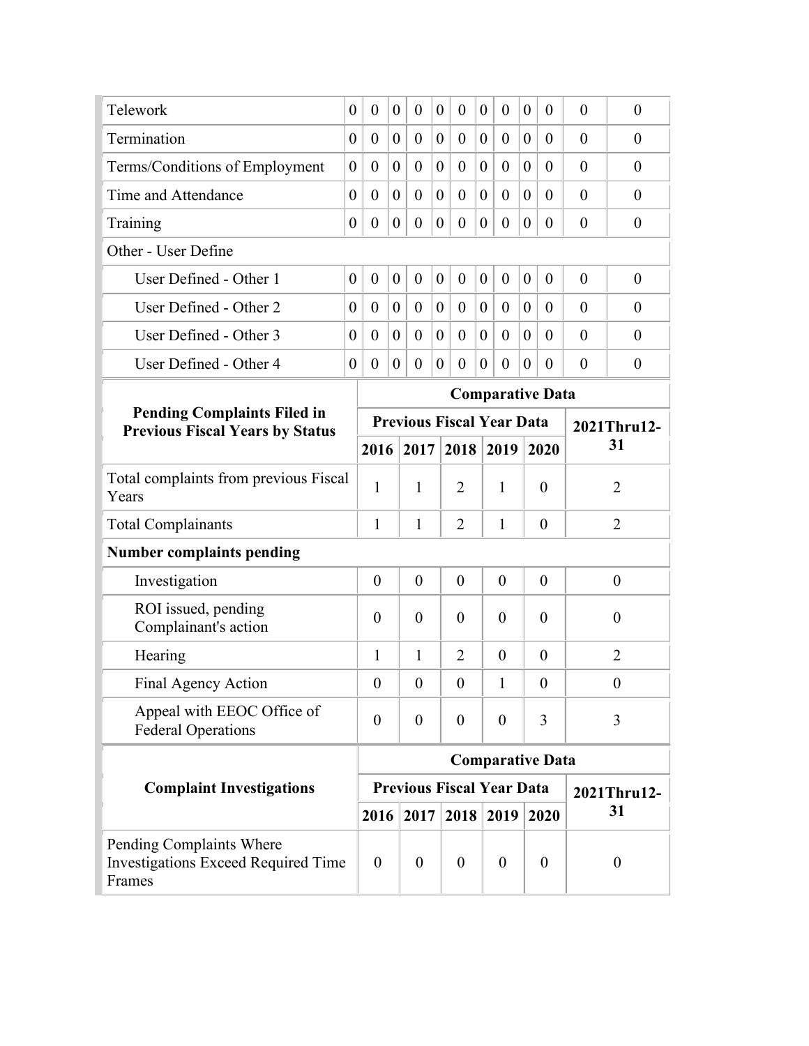| | | | | | | | | | | | | |
|---|---|---|---|---|---|---|---|---|---|---|---|---|
| Telework | 0 | 0 | 0 | 0 | 0 | 0 | 0 | 0 | 0 | 0 | 0 | 0 |
| Termination | 0 | 0 | 0 | 0 | 0 | 0 | 0 | 0 | 0 | 0 | 0 | 0 |
| Terms/Conditions of Employment | 0 | 0 | 0 | 0 | 0 | 0 | 0 | 0 | 0 | 0 | 0 | 0 |
| Time and Attendance | 0 | 0 | 0 | 0 | 0 | 0 | 0 | 0 | 0 | 0 | 0 | 0 |
| Training | 0 | 0 | 0 | 0 | 0 | 0 | 0 | 0 | 0 | 0 | 0 | 0 |
| Other - User Define | | | | | | | | | | | | |
| User Defined - Other 1 | 0 | 0 | 0 | 0 | 0 | 0 | 0 | 0 | 0 | 0 | 0 | 0 |
| User Defined - Other 2 | 0 | 0 | 0 | 0 | 0 | 0 | 0 | 0 | 0 | 0 | 0 | 0 |
| User Defined - Other 3 | 0 | 0 | 0 | 0 | 0 | 0 | 0 | 0 | 0 | 0 | 0 | 0 |
| User Defined - Other 4 | 0 | 0 | 0 | 0 | 0 | 0 | 0 | 0 | 0 | 0 | 0 | 0 |

| **Pending Complaints Filed in Previous Fiscal Years by Status** | **Comparative Data** | | | | | |
|---|---|---|---|---|---|---|
| | **Previous Fiscal Year Data** | | | | | **2021Thru12-31** |
| | **2016** | **2017** | **2018** | **2019** | **2020** | |
| Total complaints from previous Fiscal Years | 1 | 1 | 2 | 1 | 0 | 2 |
| Total Complainants | 1 | 1 | 2 | 1 | 0 | 2 |
| **Number complaints pending** | | | | | | |
| Investigation | 0 | 0 | 0 | 0 | 0 | 0 |
| ROI issued, pending Complainant's action | 0 | 0 | 0 | 0 | 0 | 0 |
| Hearing | 1 | 1 | 2 | 0 | 0 | 2 |
| Final Agency Action | 0 | 0 | 0 | 1 | 0 | 0 |
| Appeal with EEOC Office of Federal Operations | 0 | 0 | 0 | 0 | 3 | 3 |

| **Complaint Investigations** | **Comparative Data** | | | | | |
|---|---|---|---|---|---|---|
| | **Previous Fiscal Year Data** | | | | | **2021Thru12-31** |
| | **2016** | **2017** | **2018** | **2019** | **2020** | |
| Pending Complaints Where Investigations Exceed Required Time Frames | 0 | 0 | 0 | 0 | 0 | 0 |